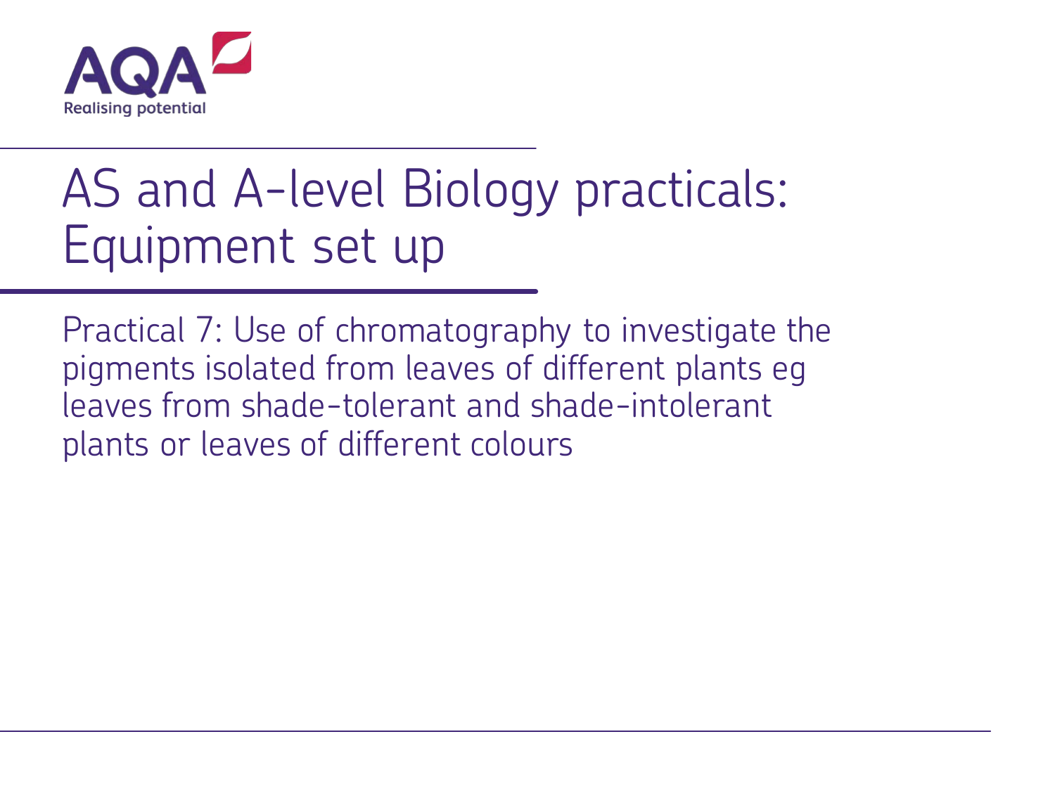AQA
Realising potential

# AS and A-level Biology practicals: Equipment set up

Practical 7: Use of chromatography to investigate the pigments isolated from leaves of different plants eg leaves from shade-tolerant and shade-intolerant plants or leaves of different colours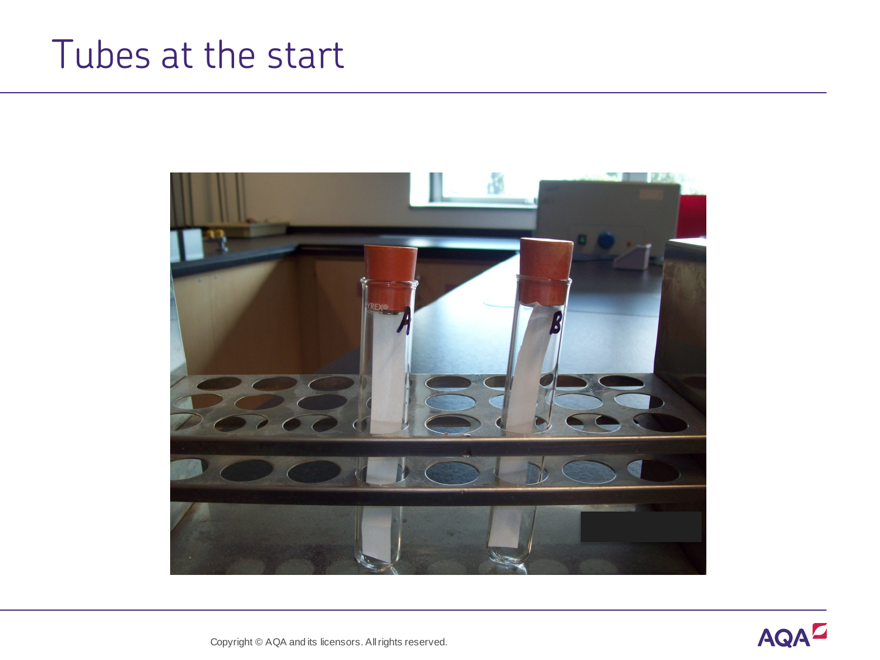# Tubes at the start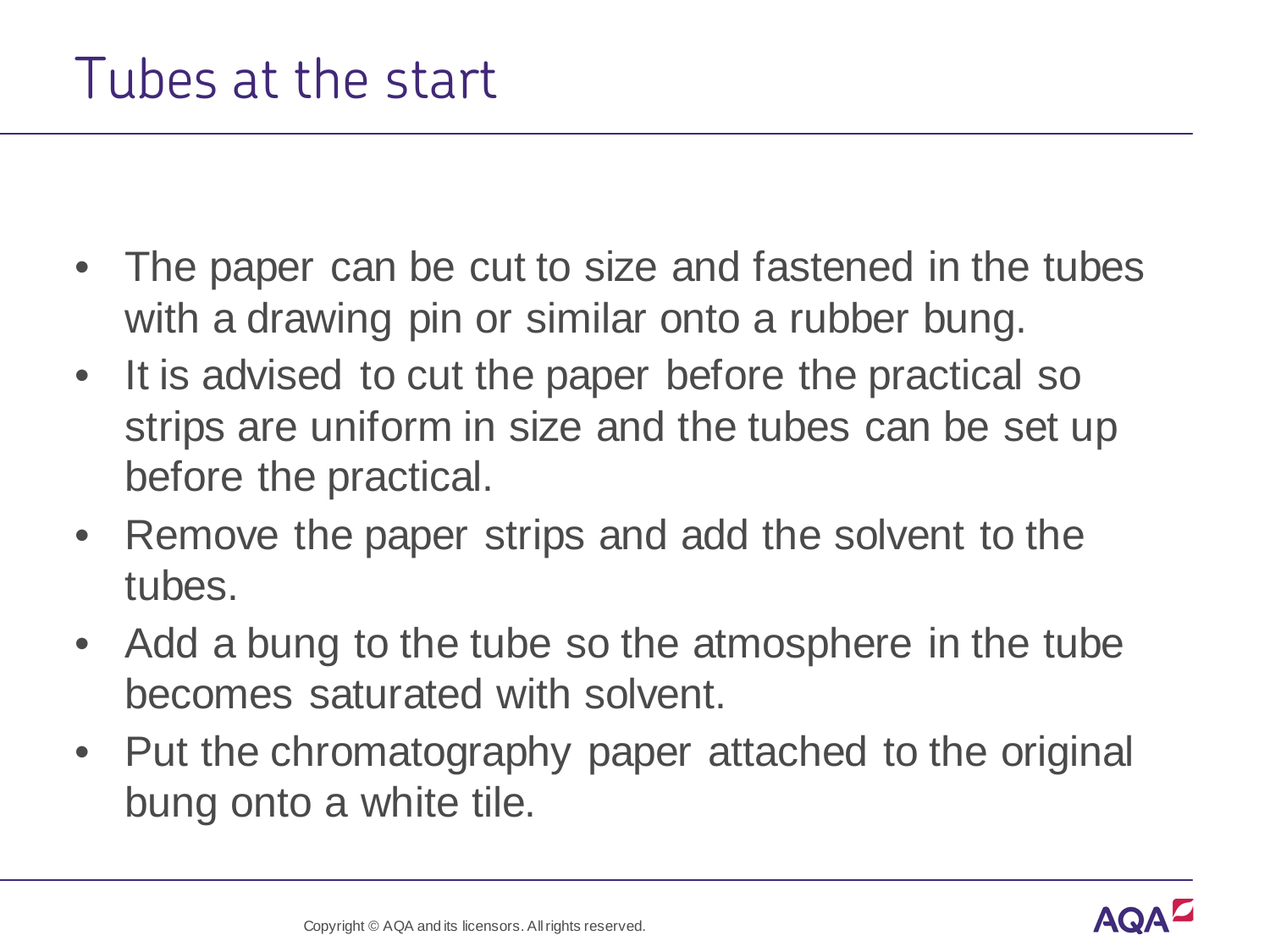# Tubes at the start

- The paper can be cut to size and fastened in the tubes with a drawing pin or similar onto a rubber bung.
- It is advised to cut the paper before the practical so strips are uniform in size and the tubes can be set up before the practical.
- Remove the paper strips and add the solvent to the tubes.
- Add a bung to the tube so the atmosphere in the tube becomes saturated with solvent.
- Put the chromatography paper attached to the original bung onto a white tile.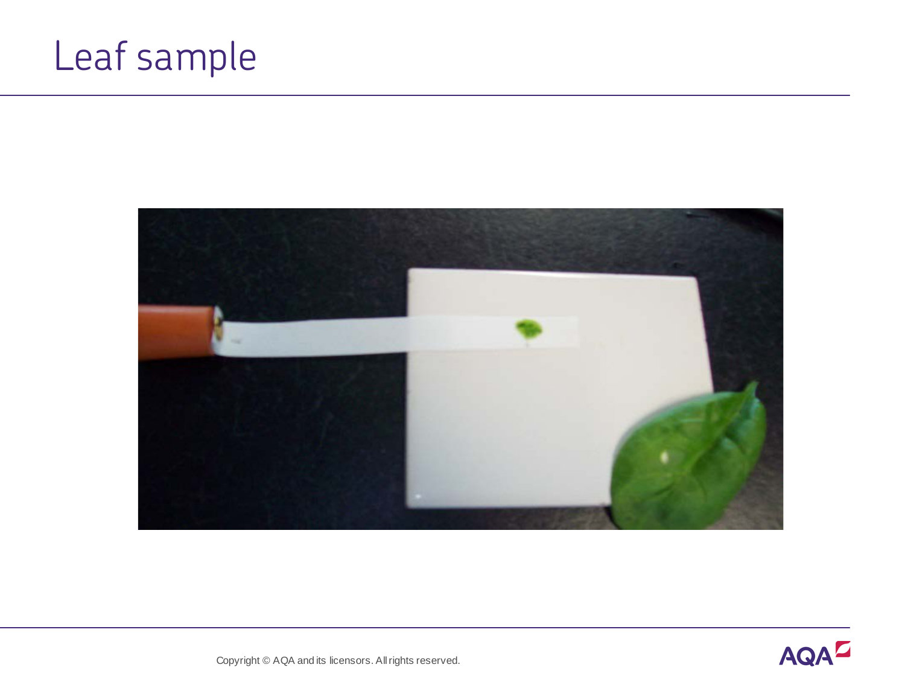# Leaf sample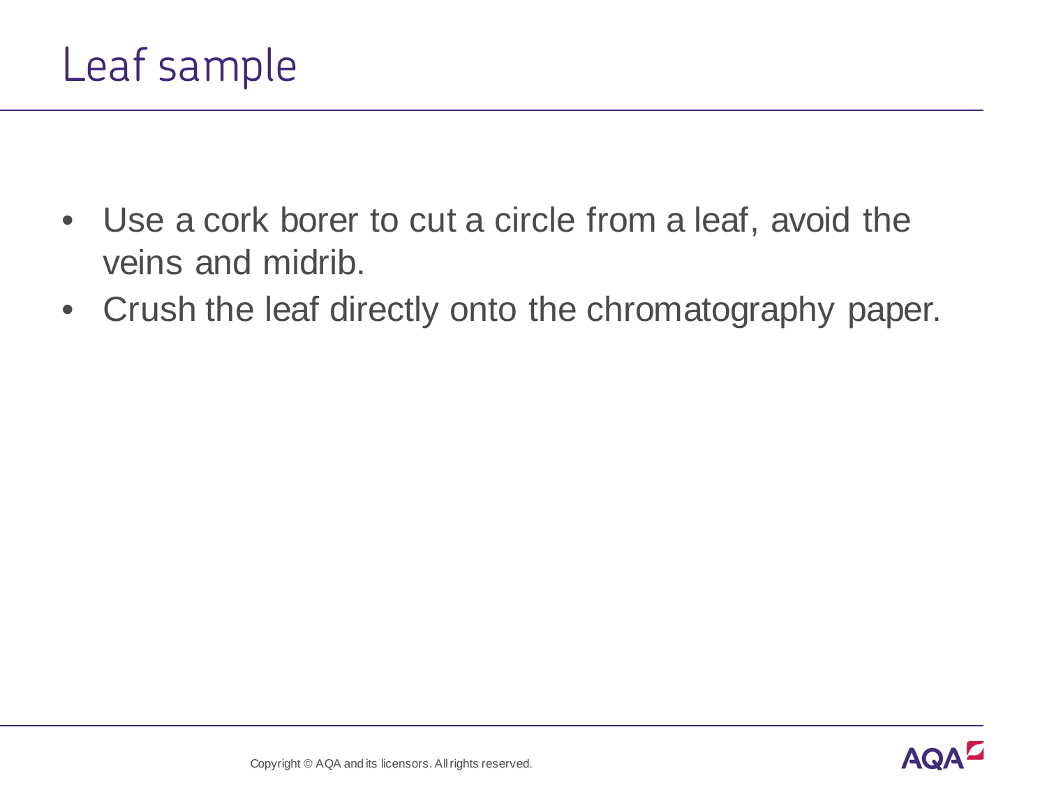# Leaf sample

- Use a cork borer to cut a circle from a leaf, avoid the veins and midrib.
- Crush the leaf directly onto the chromatography paper.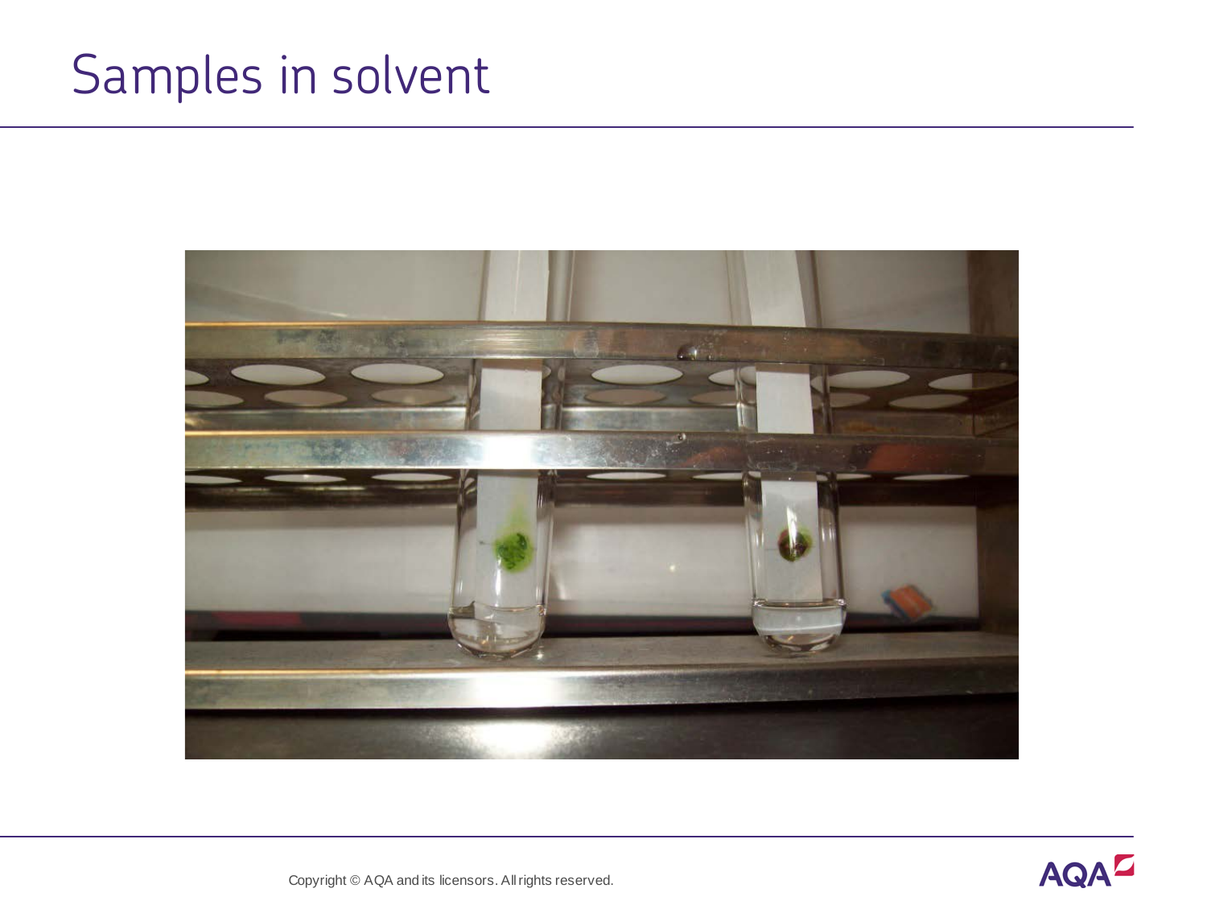# Samples in solvent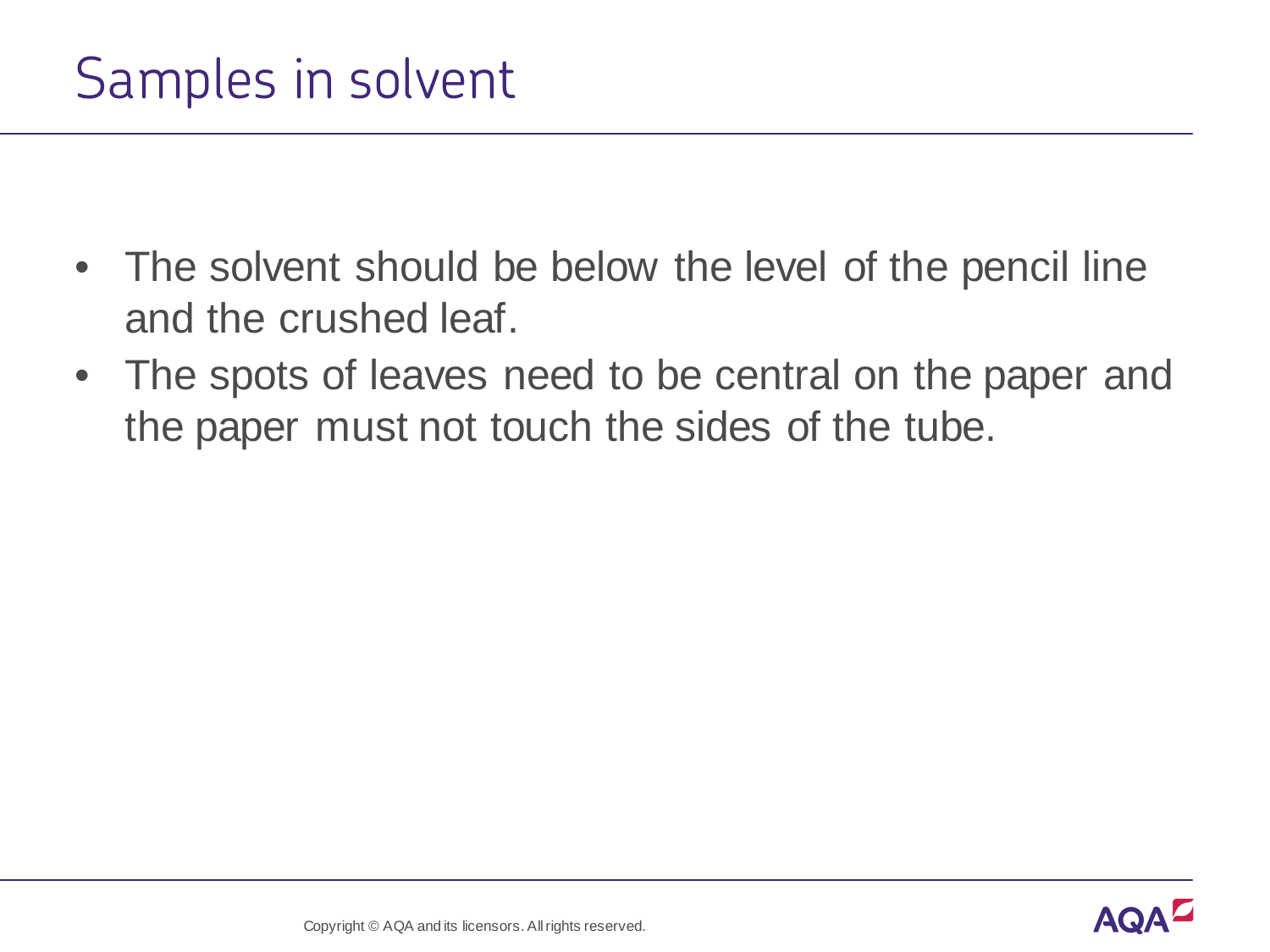# Samples in solvent

- The solvent should be below the level of the pencil line and the crushed leaf.
- The spots of leaves need to be central on the paper and the paper must not touch the sides of the tube.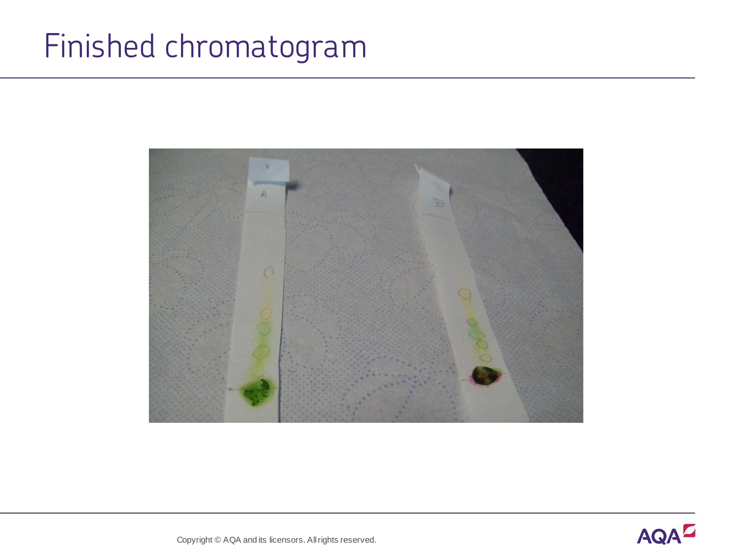# Finished chromatogram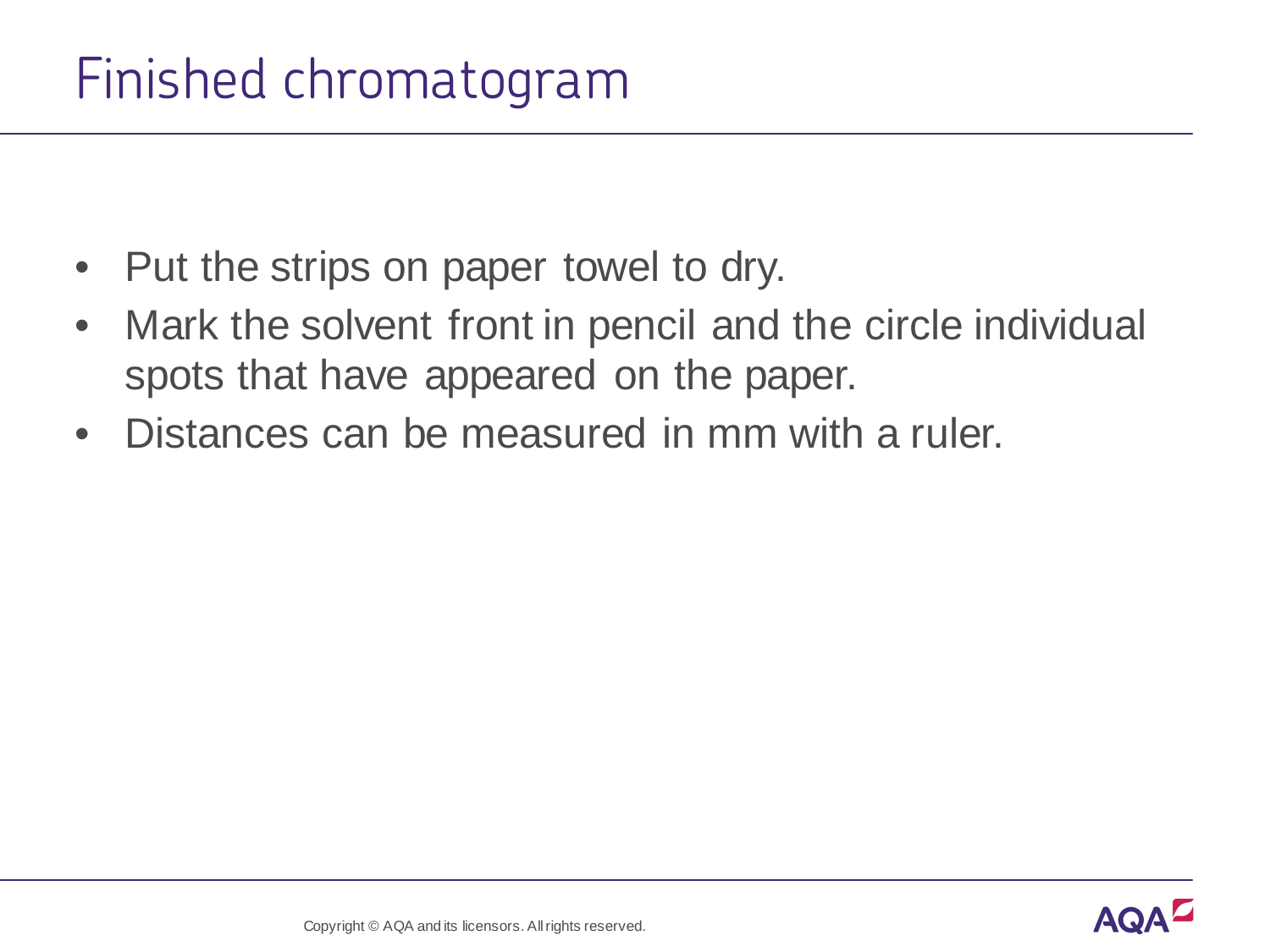# Finished chromatogram

- Put the strips on paper towel to dry.
- Mark the solvent front in pencil and the circle individual spots that have appeared on the paper.
- Distances can be measured in mm with a ruler.